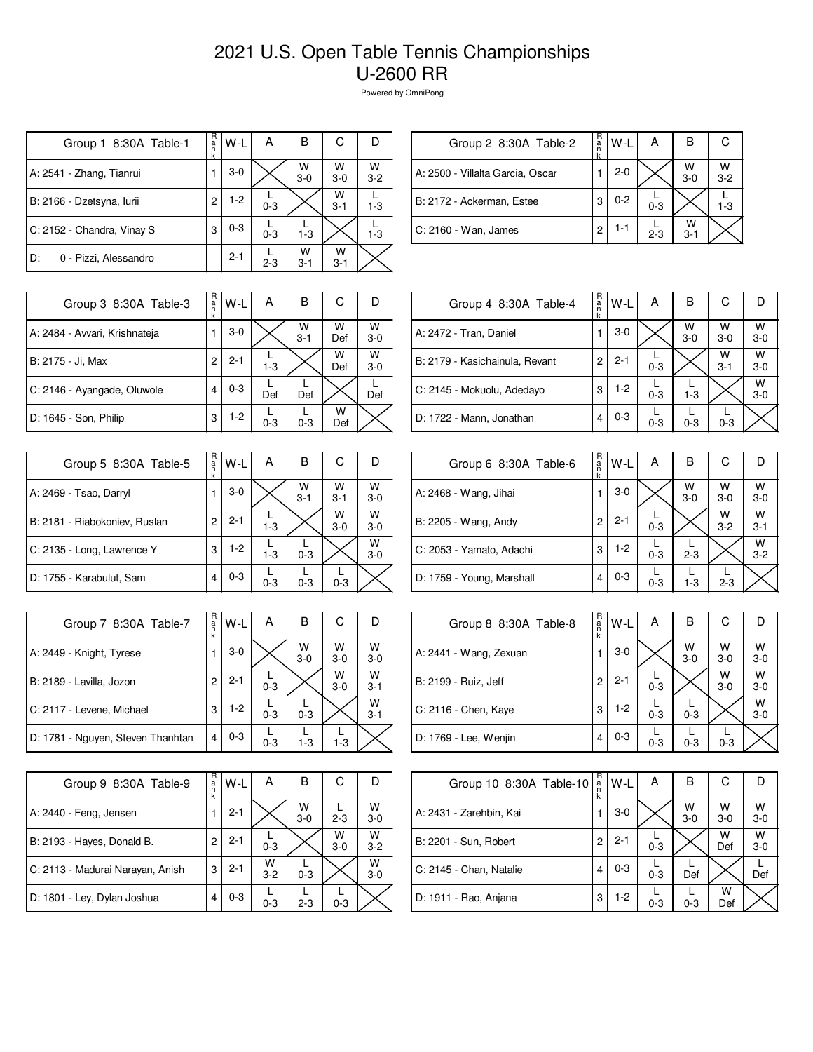# 2021 U.S. Open Table Tennis Championships
# U-2600 RR

Powered by OmniPong

| Group 1 8:30A Table-1 | Rank | W-L | A | B | C | D |
|---|---|---|---|---|---|---|
| A: 2541 - Zhang, Tianrui | 1 | 3-0 | | W 3-0 | W 3-0 | W 3-2 |
| B: 2166 - Dzetsyna, Iurii | 2 | 1-2 | L 0-3 | | W 3-1 | L 1-3 |
| C: 2152 - Chandra, Vinay S | 3 | 0-3 | L 0-3 | L 1-3 | | L 1-3 |
| D: 0 - Pizzi, Alessandro | | 2-1 | L 2-3 | W 3-1 | W 3-1 | |

| Group 2 8:30A Table-2 | Rank | W-L | A | B | C |
|---|---|---|---|---|---|
| A: 2500 - Villalta Garcia, Oscar | 1 | 2-0 | | W 3-0 | W 3-2 |
| B: 2172 - Ackerman, Estee | 3 | 0-2 | L 0-3 | | L 1-3 |
| C: 2160 - Wan, James | 2 | 1-1 | L 2-3 | W 3-1 | |

| Group 3 8:30A Table-3 | Rank | W-L | A | B | C | D |
|---|---|---|---|---|---|---|
| A: 2484 - Avvari, Krishnateja | 1 | 3-0 | | W 3-1 | W Def | W 3-0 |
| B: 2175 - Ji, Max | 2 | 2-1 | L 1-3 | | W Def | W 3-0 |
| C: 2146 - Ayangade, Oluwole | 4 | 0-3 | L Def | L Def | | L Def |
| D: 1645 - Son, Philip | 3 | 1-2 | L 0-3 | L 0-3 | W Def | |

| Group 4 8:30A Table-4 | Rank | W-L | A | B | C | D |
|---|---|---|---|---|---|---|
| A: 2472 - Tran, Daniel | 1 | 3-0 | | W 3-0 | W 3-0 | W 3-0 |
| B: 2179 - Kasichainula, Revant | 2 | 2-1 | L 0-3 | | W 3-1 | W 3-0 |
| C: 2145 - Mokuolu, Adedayo | 3 | 1-2 | L 0-3 | L 1-3 | | W 3-0 |
| D: 1722 - Mann, Jonathan | 4 | 0-3 | L 0-3 | L 0-3 | L 0-3 | |

| Group 5 8:30A Table-5 | Rank | W-L | A | B | C | D |
|---|---|---|---|---|---|---|
| A: 2469 - Tsao, Darryl | 1 | 3-0 | | W 3-1 | W 3-1 | W 3-0 |
| B: 2181 - Riabokoniev, Ruslan | 2 | 2-1 | L 1-3 | | W 3-0 | W 3-0 |
| C: 2135 - Long, Lawrence Y | 3 | 1-2 | L 1-3 | L 0-3 | | W 3-0 |
| D: 1755 - Karabulut, Sam | 4 | 0-3 | L 0-3 | L 0-3 | L 0-3 | |

| Group 6 8:30A Table-6 | Rank | W-L | A | B | C | D |
|---|---|---|---|---|---|---|
| A: 2468 - Wang, Jihai | 1 | 3-0 | | W 3-0 | W 3-0 | W 3-0 |
| B: 2205 - Wang, Andy | 2 | 2-1 | L 0-3 | | W 3-2 | W 3-1 |
| C: 2053 - Yamato, Adachi | 3 | 1-2 | L 0-3 | L 2-3 | | W 3-2 |
| D: 1759 - Young, Marshall | 4 | 0-3 | L 0-3 | L 1-3 | L 2-3 | |

| Group 7 8:30A Table-7 | Rank | W-L | A | B | C | D |
|---|---|---|---|---|---|---|
| A: 2449 - Knight, Tyrese | 1 | 3-0 | | W 3-0 | W 3-0 | W 3-0 |
| B: 2189 - Lavilla, Jozon | 2 | 2-1 | L 0-3 | | W 3-0 | W 3-1 |
| C: 2117 - Levene, Michael | 3 | 1-2 | L 0-3 | L 0-3 | | W 3-1 |
| D: 1781 - Nguyen, Steven Thanhtan | 4 | 0-3 | L 0-3 | L 1-3 | L 1-3 | |

| Group 8 8:30A Table-8 | Rank | W-L | A | B | C | D |
|---|---|---|---|---|---|---|
| A: 2441 - Wang, Zexuan | 1 | 3-0 | | W 3-0 | W 3-0 | W 3-0 |
| B: 2199 - Ruiz, Jeff | 2 | 2-1 | L 0-3 | | W 3-0 | W 3-0 |
| C: 2116 - Chen, Kaye | 3 | 1-2 | L 0-3 | L 0-3 | | W 3-0 |
| D: 1769 - Lee, Wenjin | 4 | 0-3 | L 0-3 | L 0-3 | L 0-3 | |

| Group 9 8:30A Table-9 | Rank | W-L | A | B | C | D |
|---|---|---|---|---|---|---|
| A: 2440 - Feng, Jensen | 1 | 2-1 | | W 3-0 | L 2-3 | W 3-0 |
| B: 2193 - Hayes, Donald B. | 2 | 2-1 | L 0-3 | | W 3-0 | W 3-2 |
| C: 2113 - Madurai Narayan, Anish | 3 | 2-1 | W 3-2 | L 0-3 | | W 3-0 |
| D: 1801 - Ley, Dylan Joshua | 4 | 0-3 | L 0-3 | L 2-3 | L 0-3 | |

| Group 10 8:30A Table-10 | Rank | W-L | A | B | C | D |
|---|---|---|---|---|---|---|
| A: 2431 - Zarehbin, Kai | 1 | 3-0 | | W 3-0 | W 3-0 | W 3-0 |
| B: 2201 - Sun, Robert | 2 | 2-1 | L 0-3 | | W Def | W 3-0 |
| C: 2145 - Chan, Natalie | 4 | 0-3 | L 0-3 | L Def | | L Def |
| D: 1911 - Rao, Anjana | 3 | 1-2 | L 0-3 | L 0-3 | W Def | |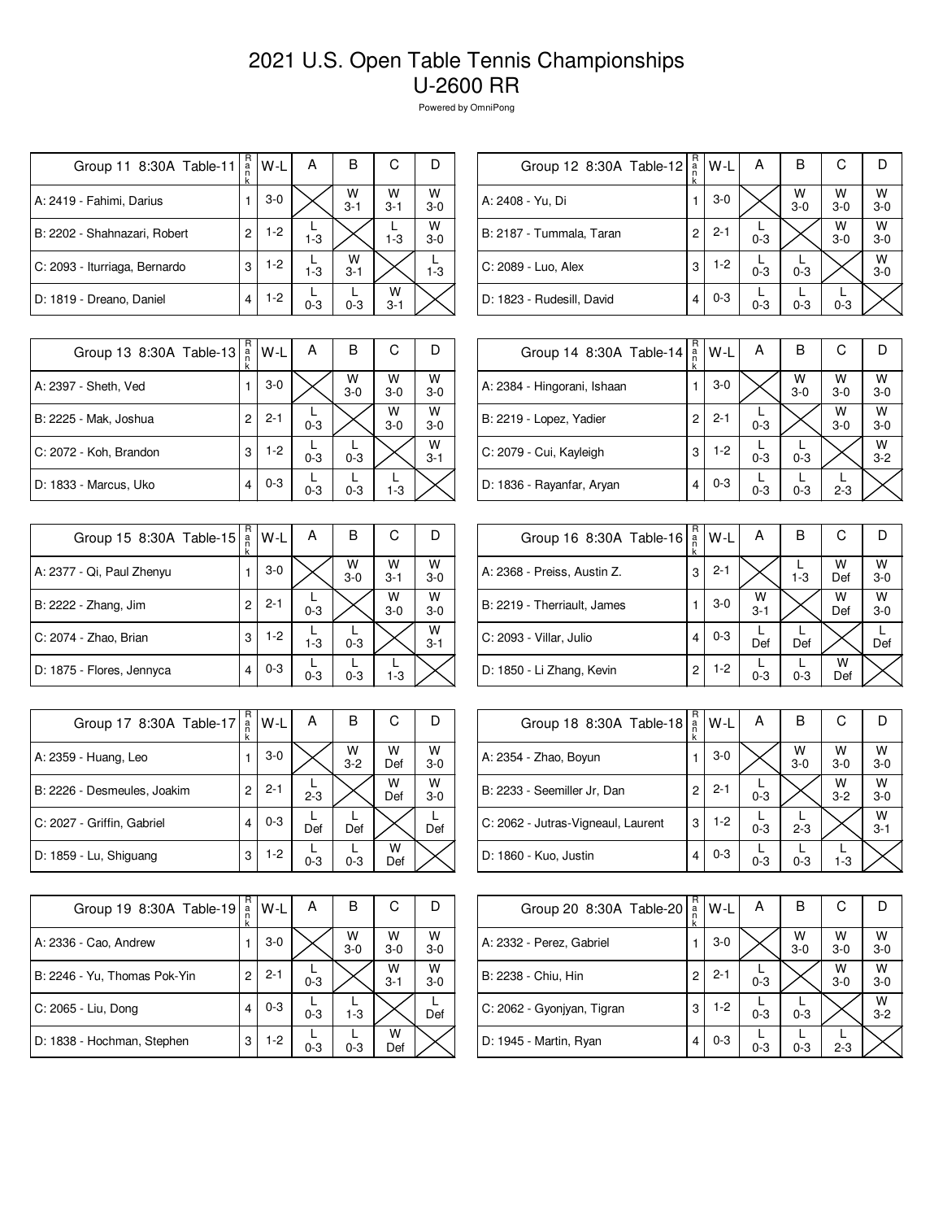# 2021 U.S. Open Table Tennis Championships
# U-2600 RR

Powered by OmniPong

| Group 11 8:30A Table-11 | Rank | W-L | A | B | C | D |
|---|---|---|---|---|---|---|
| A: 2419 - Fahimi, Darius | 1 | 3-0 | | W 3-1 | W 3-1 | W 3-0 |
| B: 2202 - Shahnazari, Robert | 2 | 1-2 | L 1-3 | | L 1-3 | W 3-0 |
| C: 2093 - Iturriaga, Bernardo | 3 | 1-2 | L 1-3 | W 3-1 | | L 1-3 |
| D: 1819 - Dreano, Daniel | 4 | 1-2 | L 0-3 | L 0-3 | W 3-1 | |

| Group 12 8:30A Table-12 | Rank | W-L | A | B | C | D |
|---|---|---|---|---|---|---|
| A: 2408 - Yu, Di | 1 | 3-0 | | W 3-0 | W 3-0 | W 3-0 |
| B: 2187 - Tummala, Taran | 2 | 2-1 | L 0-3 | | W 3-0 | W 3-0 |
| C: 2089 - Luo, Alex | 3 | 1-2 | L 0-3 | L 0-3 | | W 3-0 |
| D: 1823 - Rudesill, David | 4 | 0-3 | L 0-3 | L 0-3 | L 0-3 | |

| Group 13 8:30A Table-13 | Rank | W-L | A | B | C | D |
|---|---|---|---|---|---|---|
| A: 2397 - Sheth, Ved | 1 | 3-0 | | W 3-0 | W 3-0 | W 3-0 |
| B: 2225 - Mak, Joshua | 2 | 2-1 | L 0-3 | | W 3-0 | W 3-0 |
| C: 2072 - Koh, Brandon | 3 | 1-2 | L 0-3 | L 0-3 | | W 3-1 |
| D: 1833 - Marcus, Uko | 4 | 0-3 | L 0-3 | L 0-3 | L 1-3 | |

| Group 14 8:30A Table-14 | Rank | W-L | A | B | C | D |
|---|---|---|---|---|---|---|
| A: 2384 - Hingorani, Ishaan | 1 | 3-0 | | W 3-0 | W 3-0 | W 3-0 |
| B: 2219 - Lopez, Yadier | 2 | 2-1 | L 0-3 | | W 3-0 | W 3-0 |
| C: 2079 - Cui, Kayleigh | 3 | 1-2 | L 0-3 | L 0-3 | | W 3-2 |
| D: 1836 - Rayanfar, Aryan | 4 | 0-3 | L 0-3 | L 0-3 | L 2-3 | |

| Group 15 8:30A Table-15 | Rank | W-L | A | B | C | D |
|---|---|---|---|---|---|---|
| A: 2377 - Qi, Paul Zhenyu | 1 | 3-0 | | W 3-0 | W 3-1 | W 3-0 |
| B: 2222 - Zhang, Jim | 2 | 2-1 | L 0-3 | | W 3-0 | W 3-0 |
| C: 2074 - Zhao, Brian | 3 | 1-2 | L 1-3 | L 0-3 | | W 3-1 |
| D: 1875 - Flores, Jennyca | 4 | 0-3 | L 0-3 | L 0-3 | L 1-3 | |

| Group 16 8:30A Table-16 | Rank | W-L | A | B | C | D |
|---|---|---|---|---|---|---|
| A: 2368 - Preiss, Austin Z. | 3 | 2-1 | | L 1-3 | W Def | W 3-0 |
| B: 2219 - Therriault, James | 1 | 3-0 | W 3-1 | | W Def | W 3-0 |
| C: 2093 - Villar, Julio | 4 | 0-3 | L Def | L Def | | L Def |
| D: 1850 - Li Zhang, Kevin | 2 | 1-2 | L 0-3 | L 0-3 | W Def | |

| Group 17 8:30A Table-17 | Rank | W-L | A | B | C | D |
|---|---|---|---|---|---|---|
| A: 2359 - Huang, Leo | 1 | 3-0 | | W 3-2 | W Def | W 3-0 |
| B: 2226 - Desmeules, Joakim | 2 | 2-1 | L 2-3 | | W Def | W 3-0 |
| C: 2027 - Griffin, Gabriel | 4 | 0-3 | L Def | L Def | | L Def |
| D: 1859 - Lu, Shiguang | 3 | 1-2 | L 0-3 | L 0-3 | W Def | |

| Group 18 8:30A Table-18 | Rank | W-L | A | B | C | D |
|---|---|---|---|---|---|---|
| A: 2354 - Zhao, Boyun | 1 | 3-0 | | W 3-0 | W 3-0 | W 3-0 |
| B: 2233 - Seemiller Jr, Dan | 2 | 2-1 | L 0-3 | | W 3-2 | W 3-0 |
| C: 2062 - Jutras-Vigneaul, Laurent | 3 | 1-2 | L 0-3 | L 2-3 | | W 3-1 |
| D: 1860 - Kuo, Justin | 4 | 0-3 | L 0-3 | L 0-3 | L 1-3 | |

| Group 19 8:30A Table-19 | Rank | W-L | A | B | C | D |
|---|---|---|---|---|---|---|
| A: 2336 - Cao, Andrew | 1 | 3-0 | | W 3-0 | W 3-0 | W 3-0 |
| B: 2246 - Yu, Thomas Pok-Yin | 2 | 2-1 | L 0-3 | | W 3-1 | W 3-0 |
| C: 2065 - Liu, Dong | 4 | 0-3 | L 0-3 | L 1-3 | | L Def |
| D: 1838 - Hochman, Stephen | 3 | 1-2 | L 0-3 | L 0-3 | W Def | |

| Group 20 8:30A Table-20 | Rank | W-L | A | B | C | D |
|---|---|---|---|---|---|---|
| A: 2332 - Perez, Gabriel | 1 | 3-0 | | W 3-0 | W 3-0 | W 3-0 |
| B: 2238 - Chiu, Hin | 2 | 2-1 | L 0-3 | | W 3-0 | W 3-0 |
| C: 2062 - Gyonjyan, Tigran | 3 | 1-2 | L 0-3 | L 0-3 | | W 3-2 |
| D: 1945 - Martin, Ryan | 4 | 0-3 | L 0-3 | L 0-3 | L 2-3 | |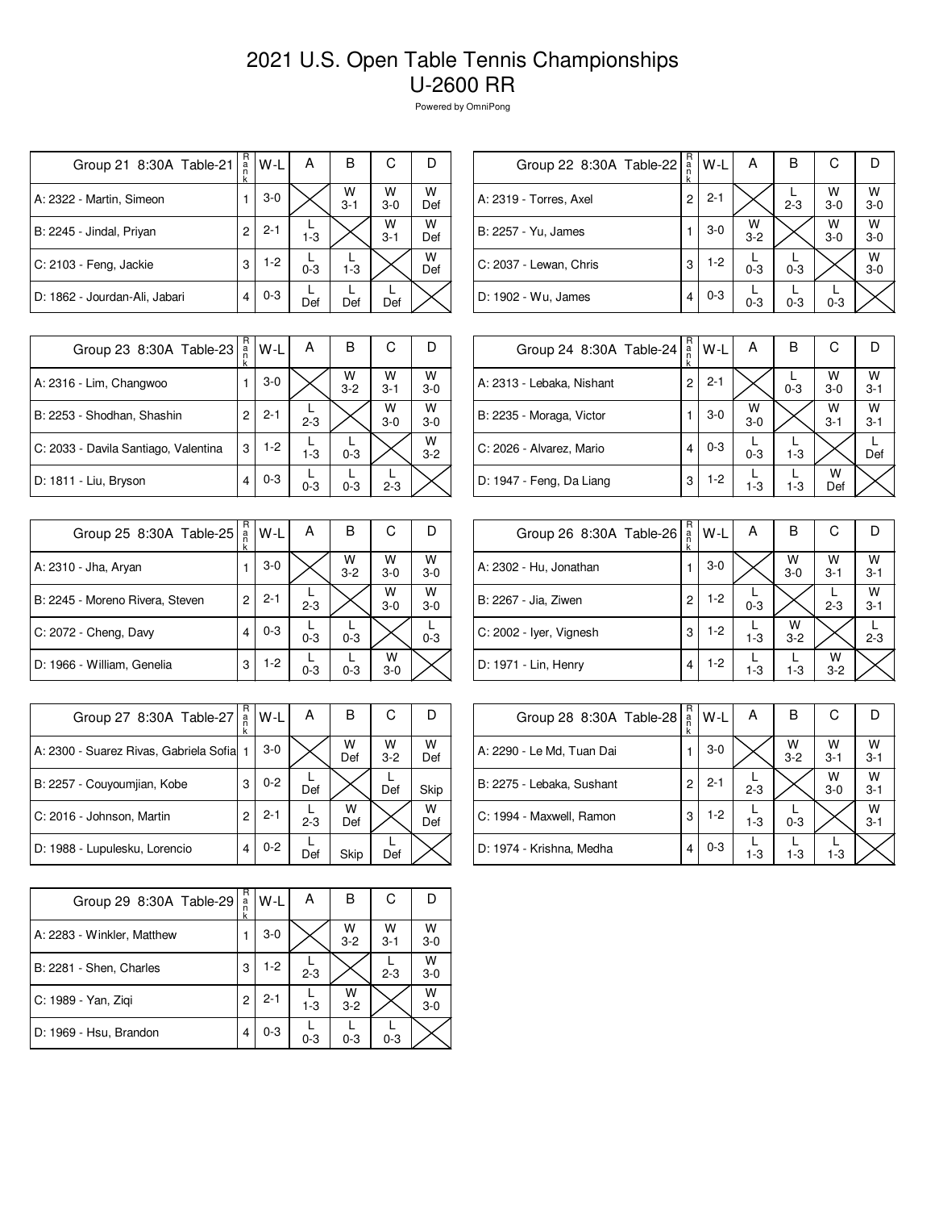# 2021 U.S. Open Table Tennis Championships
# U-2600 RR

Powered by OmniPong

| Group 21 8:30A Table-21 | Rank | W-L | A | B | C | D |
|---|---|---|---|---|---|---|
| A: 2322 - Martin, Simeon | 1 | 3-0 | | W 3-1 | W 3-0 | W Def |
| B: 2245 - Jindal, Priyan | 2 | 2-1 | L 1-3 | | W 3-1 | W Def |
| C: 2103 - Feng, Jackie | 3 | 1-2 | L 0-3 | L 1-3 | | W Def |
| D: 1862 - Jourdan-Ali, Jabari | 4 | 0-3 | L Def | L Def | L Def | |

| Group 22 8:30A Table-22 | Rank | W-L | A | B | C | D |
|---|---|---|---|---|---|---|
| A: 2319 - Torres, Axel | 2 | 2-1 | | L 2-3 | W 3-0 | W 3-0 |
| B: 2257 - Yu, James | 1 | 3-0 | W 3-2 | | W 3-0 | W 3-0 |
| C: 2037 - Lewan, Chris | 3 | 1-2 | L 0-3 | L 0-3 | | W 3-0 |
| D: 1902 - Wu, James | 4 | 0-3 | L 0-3 | L 0-3 | L 0-3 | |

| Group 23 8:30A Table-23 | Rank | W-L | A | B | C | D |
|---|---|---|---|---|---|---|
| A: 2316 - Lim, Changwoo | 1 | 3-0 | | W 3-2 | W 3-1 | W 3-0 |
| B: 2253 - Shodhan, Shashin | 2 | 2-1 | L 2-3 | | W 3-0 | W 3-0 |
| C: 2033 - Davila Santiago, Valentina | 3 | 1-2 | L 1-3 | L 0-3 | | W 3-2 |
| D: 1811 - Liu, Bryson | 4 | 0-3 | L 0-3 | L 0-3 | L 2-3 | |

| Group 24 8:30A Table-24 | Rank | W-L | A | B | C | D |
|---|---|---|---|---|---|---|
| A: 2313 - Lebaka, Nishant | 2 | 2-1 | | L 0-3 | W 3-0 | W 3-1 |
| B: 2235 - Moraga, Victor | 1 | 3-0 | W 3-0 | | W 3-1 | W 3-1 |
| C: 2026 - Alvarez, Mario | 4 | 0-3 | L 0-3 | L 1-3 | | L Def |
| D: 1947 - Feng, Da Liang | 3 | 1-2 | L 1-3 | L 1-3 | W Def | |

| Group 25 8:30A Table-25 | Rank | W-L | A | B | C | D |
|---|---|---|---|---|---|---|
| A: 2310 - Jha, Aryan | 1 | 3-0 | | W 3-2 | W 3-0 | W 3-0 |
| B: 2245 - Moreno Rivera, Steven | 2 | 2-1 | L 2-3 | | W 3-0 | W 3-0 |
| C: 2072 - Cheng, Davy | 4 | 0-3 | L 0-3 | L 0-3 | | L 0-3 |
| D: 1966 - William, Genelia | 3 | 1-2 | L 0-3 | L 0-3 | W 3-0 | |

| Group 26 8:30A Table-26 | Rank | W-L | A | B | C | D |
|---|---|---|---|---|---|---|
| A: 2302 - Hu, Jonathan | 1 | 3-0 | | W 3-0 | W 3-1 | W 3-1 |
| B: 2267 - Jia, Ziwen | 2 | 1-2 | L 0-3 | | L 2-3 | W 3-1 |
| C: 2002 - Iyer, Vignesh | 3 | 1-2 | L 1-3 | W 3-2 | | L 2-3 |
| D: 1971 - Lin, Henry | 4 | 1-2 | L 1-3 | L 1-3 | W 3-2 | |

| Group 27 8:30A Table-27 | Rank | W-L | A | B | C | D |
|---|---|---|---|---|---|---|
| A: 2300 - Suarez Rivas, Gabriela Sofia | 1 | 3-0 | | W Def | W 3-2 | W Def |
| B: 2257 - Couyoumjian, Kobe | 3 | 0-2 | L Def | | L Def | Skip |
| C: 2016 - Johnson, Martin | 2 | 2-1 | L 2-3 | W Def | | W Def |
| D: 1988 - Lupulesku, Lorencio | 4 | 0-2 | L Def | Skip | L Def | |

| Group 28 8:30A Table-28 | Rank | W-L | A | B | C | D |
|---|---|---|---|---|---|---|
| A: 2290 - Le Md, Tuan Dai | 1 | 3-0 | | W 3-2 | W 3-1 | W 3-1 |
| B: 2275 - Lebaka, Sushant | 2 | 2-1 | L 2-3 | | W 3-0 | W 3-1 |
| C: 1994 - Maxwell, Ramon | 3 | 1-2 | L 1-3 | L 0-3 | | W 3-1 |
| D: 1974 - Krishna, Medha | 4 | 0-3 | L 1-3 | L 1-3 | L 1-3 | |

| Group 29 8:30A Table-29 | Rank | W-L | A | B | C | D |
|---|---|---|---|---|---|---|
| A: 2283 - Winkler, Matthew | 1 | 3-0 | | W 3-2 | W 3-1 | W 3-0 |
| B: 2281 - Shen, Charles | 3 | 1-2 | L 2-3 | | L 2-3 | W 3-0 |
| C: 1989 - Yan, Ziqi | 2 | 2-1 | L 1-3 | W 3-2 | | W 3-0 |
| D: 1969 - Hsu, Brandon | 4 | 0-3 | L 0-3 | L 0-3 | L 0-3 | |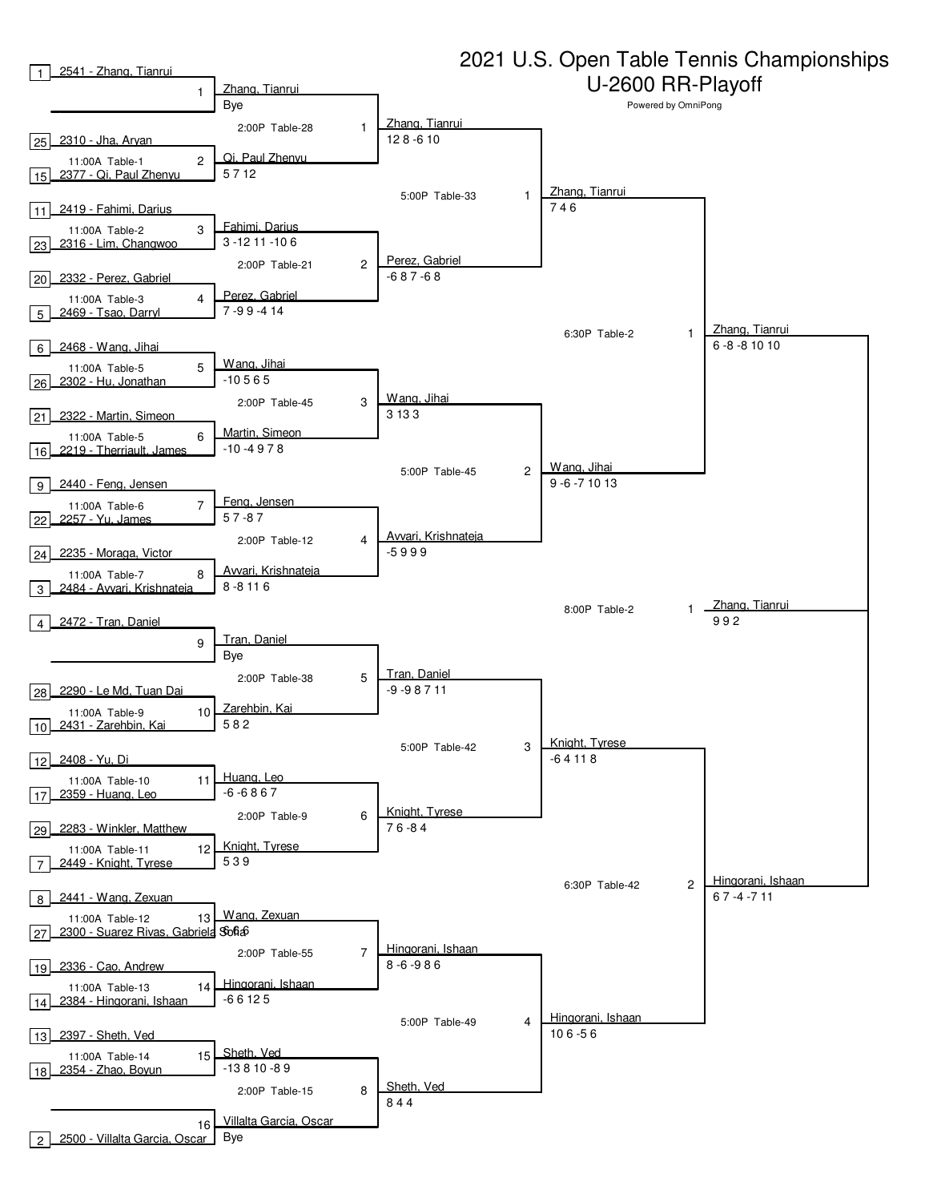# 2021 U.S. Open Table Tennis Championships

## U-2600 RR-Playoff

Powered by OmniPong

### Round 1

| Seed | Player | Match | Time / Table | Winner | Score |
|---|---|---|---|---|---|
| 1 | 2541 - Zhang, Tianrui | 1 | | Zhang, Tianrui | Bye |
| 25 | 2310 - Jha, Aryan | 2 | 11:00A Table-1 | Qi, Paul Zhenyu | 5 7 12 |
| 15 | 2377 - Qi, Paul Zhenyu | | | | |
| 11 | 2419 - Fahimi, Darius | 3 | 11:00A Table-2 | Fahimi, Darius | 3 -12 11 -10 6 |
| 23 | 2316 - Lim, Changwoo | | | | |
| 20 | 2332 - Perez, Gabriel | 4 | 11:00A Table-3 | Perez, Gabriel | 7 -9 9 -4 14 |
| 5 | 2469 - Tsao, Darryl | | | | |
| 6 | 2468 - Wang, Jihai | 5 | 11:00A Table-5 | Wang, Jihai | -10 5 6 5 |
| 26 | 2302 - Hu, Jonathan | | | | |
| 21 | 2322 - Martin, Simeon | 6 | 11:00A Table-5 | Martin, Simeon | -10 -4 9 7 8 |
| 16 | 2219 - Therriault, James | | | | |
| 9 | 2440 - Feng, Jensen | 7 | 11:00A Table-6 | Feng, Jensen | 5 7 -8 7 |
| 22 | 2257 - Yu, James | | | | |
| 24 | 2235 - Moraga, Victor | 8 | 11:00A Table-7 | Avvari, Krishnateja | 8 -8 11 6 |
| 3 | 2484 - Avvari, Krishnateja | | | | |
| 4 | 2472 - Tran, Daniel | 9 | | Tran, Daniel | Bye |
| 28 | 2290 - Le Md, Tuan Dai | 10 | 11:00A Table-9 | Zarehbin, Kai | 5 8 2 |
| 10 | 2431 - Zarehbin, Kai | | | | |
| 12 | 2408 - Yu, Di | 11 | 11:00A Table-10 | Huang, Leo | -6 -6 8 6 7 |
| 17 | 2359 - Huang, Leo | | | | |
| 29 | 2283 - Winkler, Matthew | 12 | 11:00A Table-11 | Knight, Tyrese | 5 3 9 |
| 7 | 2449 - Knight, Tyrese | | | | |
| 8 | 2441 - Wang, Zexuan | 13 | 11:00A Table-12 | Wang, Zexuan | 6 6 6 |
| 27 | 2300 - Suarez Rivas, Gabriela Sofia | | | | |
| 19 | 2336 - Cao, Andrew | 14 | 11:00A Table-13 | Hingorani, Ishaan | -6 6 12 5 |
| 14 | 2384 - Hingorani, Ishaan | | | | |
| 13 | 2397 - Sheth, Ved | 15 | 11:00A Table-14 | Sheth, Ved | -13 8 10 -8 9 |
| 18 | 2354 - Zhao, Boyun | | | | |
| 2 | 2500 - Villalta Garcia, Oscar | 16 | | Villalta Garcia, Oscar | Bye |

### Round 2

| Match | Time / Table | Winner | Score |
|---|---|---|---|
| 1 | 2:00P Table-28 | Zhang, Tianrui | 12 8 -6 10 |
| 2 | 2:00P Table-21 | Perez, Gabriel | -6 8 7 -6 8 |
| 3 | 2:00P Table-45 | Wang, Jihai | 3 13 3 |
| 4 | 2:00P Table-12 | Avvari, Krishnateja | -5 9 9 9 |
| 5 | 2:00P Table-38 | Tran, Daniel | -9 -9 8 7 11 |
| 6 | 2:00P Table-9 | Knight, Tyrese | 7 6 -8 4 |
| 7 | 2:00P Table-55 | Hingorani, Ishaan | 8 -6 -9 8 6 |
| 8 | 2:00P Table-15 | Sheth, Ved | 8 4 4 |

### Quarterfinals

| Match | Time / Table | Winner | Score |
|---|---|---|---|
| 1 | 5:00P Table-33 | Zhang, Tianrui | 7 4 6 |
| 2 | 5:00P Table-45 | Wang, Jihai | 9 -6 -7 10 13 |
| 3 | 5:00P Table-42 | Knight, Tyrese | -6 4 11 8 |
| 4 | 5:00P Table-49 | Hingorani, Ishaan | 10 6 -5 6 |

### Semifinals

| Match | Time / Table | Winner | Score |
|---|---|---|---|
| 1 | 6:30P Table-2 | Zhang, Tianrui | 6 -8 -8 10 10 |
| 2 | 6:30P Table-42 | Hingorani, Ishaan | 6 7 -4 -7 11 |

### Final

| Match | Time / Table | Winner | Score |
|---|---|---|---|
| 1 | 8:00P Table-2 | Zhang, Tianrui | 9 9 2 |